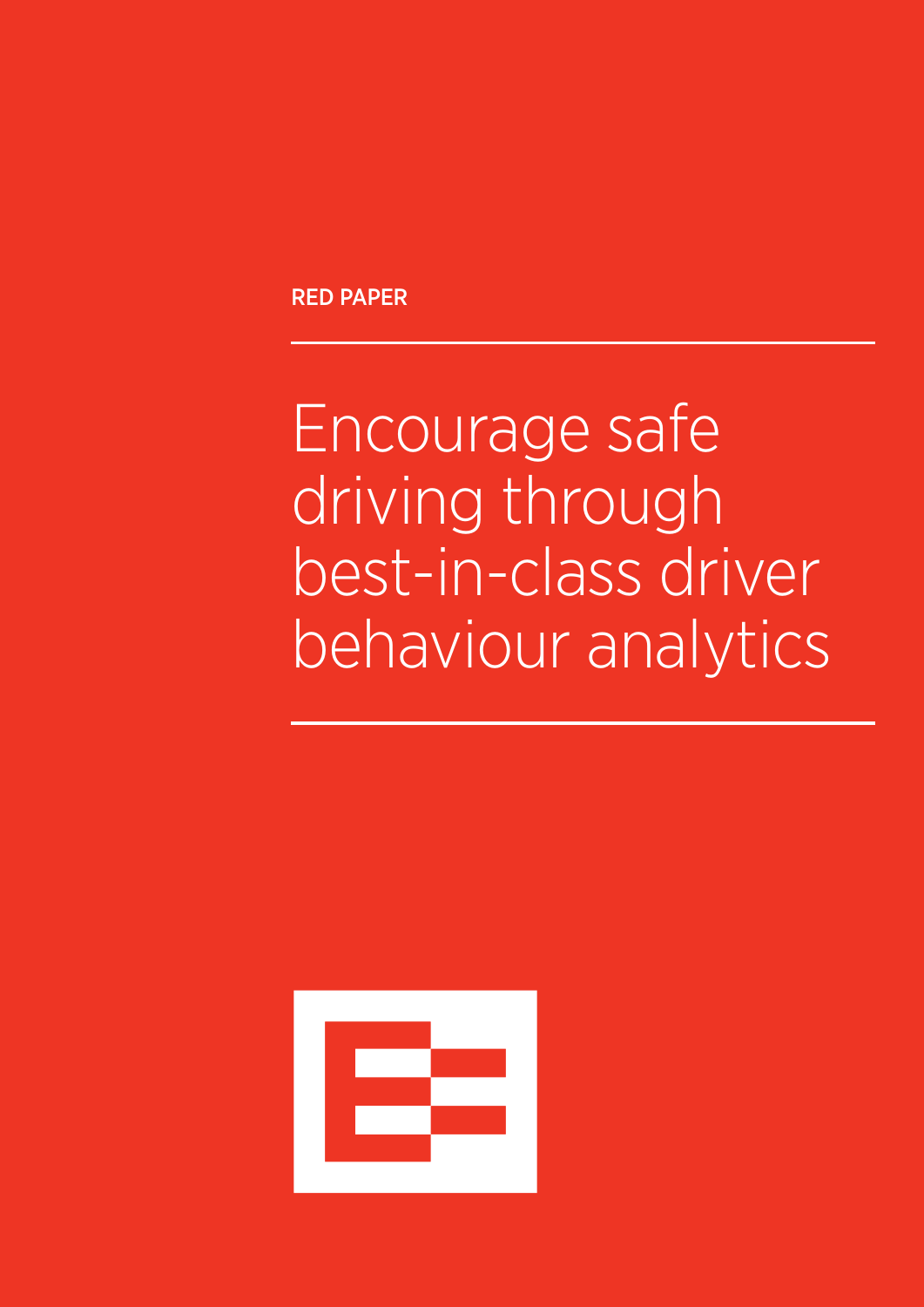RED PAPER

# Encourage safe driving through best-in-class driver behaviour analytics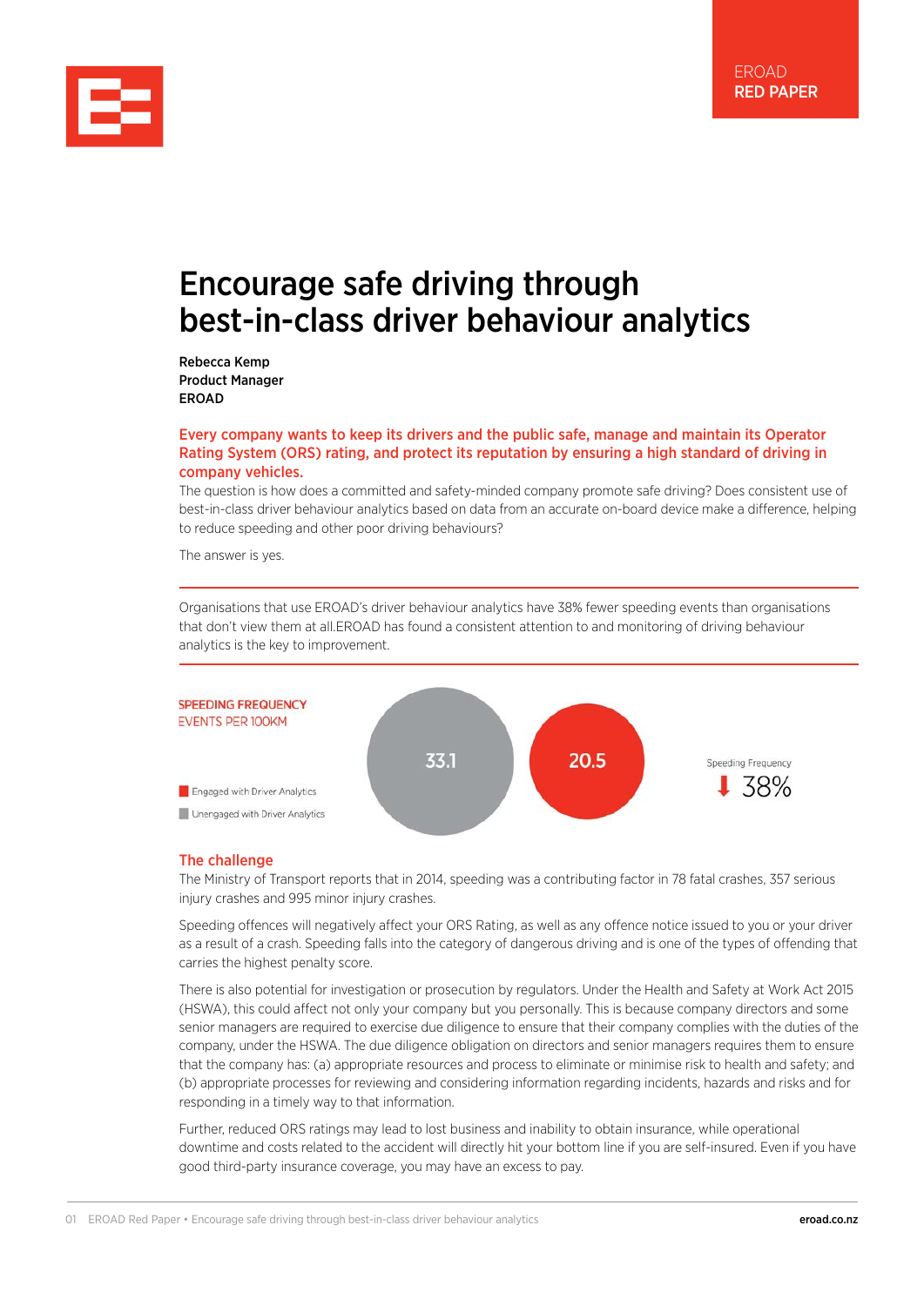EROAD
**RED PAPER**

# Encourage safe driving through best-in-class driver behaviour analytics

**Rebecca Kemp**
**Product Manager**
**EROAD**

**Every company wants to keep its drivers and the public safe, manage and maintain its Operator Rating System (ORS) rating, and protect its reputation by ensuring a high standard of driving in company vehicles.**

The question is how does a committed and safety-minded company promote safe driving? Does consistent use of best-in-class driver behaviour analytics based on data from an accurate on-board device make a difference, helping to reduce speeding and other poor driving behaviours?

The answer is yes.

---

Organisations that use EROAD's driver behaviour analytics have 38% fewer speeding events than organisations that don't view them at all.EROAD has found a consistent attention to and monitoring of driving behaviour analytics is the key to improvement.

---

SPEEDING FREQUENCY
EVENTS PER 100KM

- Engaged with Driver Analytics: 20.5
- Unengaged with Driver Analytics: 33.1

Speeding Frequency ⬇ 38%

## The challenge

The Ministry of Transport reports that in 2014, speeding was a contributing factor in 78 fatal crashes, 357 serious injury crashes and 995 minor injury crashes.

Speeding offences will negatively affect your ORS Rating, as well as any offence notice issued to you or your driver as a result of a crash. Speeding falls into the category of dangerous driving and is one of the types of offending that carries the highest penalty score.

There is also potential for investigation or prosecution by regulators. Under the Health and Safety at Work Act 2015 (HSWA), this could affect not only your company but you personally. This is because company directors and some senior managers are required to exercise due diligence to ensure that their company complies with the duties of the company, under the HSWA. The due diligence obligation on directors and senior managers requires them to ensure that the company has: (a) appropriate resources and process to eliminate or minimise risk to health and safety; and (b) appropriate processes for reviewing and considering information regarding incidents, hazards and risks and for responding in a timely way to that information.

Further, reduced ORS ratings may lead to lost business and inability to obtain insurance, while operational downtime and costs related to the accident will directly hit your bottom line if you are self-insured. Even if you have good third-party insurance coverage, you may have an excess to pay.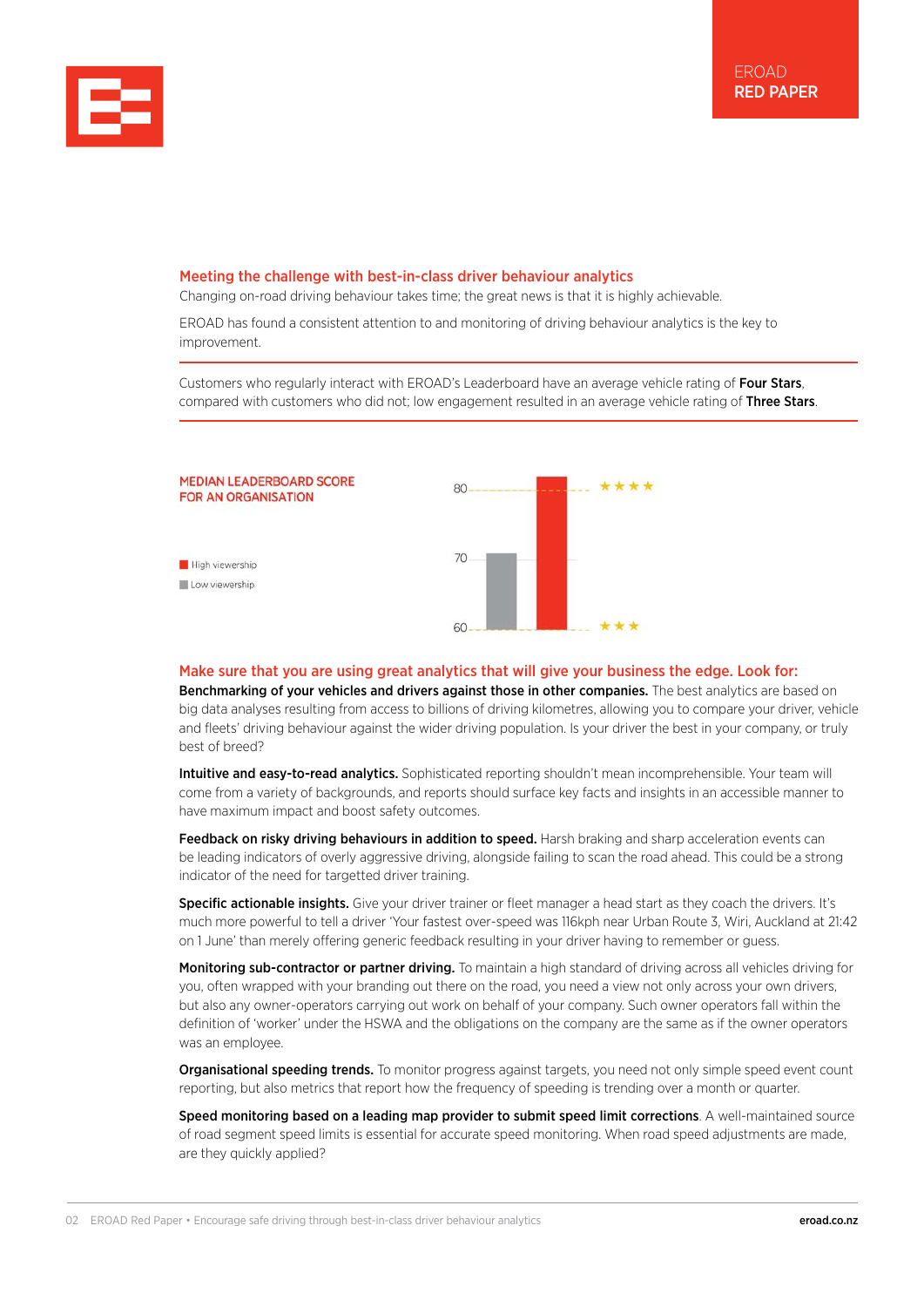## Meeting the challenge with best-in-class driver behaviour analytics

Changing on-road driving behaviour takes time; the great news is that it is highly achievable.

EROAD has found a consistent attention to and monitoring of driving behaviour analytics is the key to improvement.

Customers who regularly interact with EROAD's Leaderboard have an average vehicle rating of **Four Stars**, compared with customers who did not; low engagement resulted in an average vehicle rating of **Three Stars**.

**MEDIAN LEADERBOARD SCORE FOR AN ORGANISATION**

- High viewership
- Low viewership

80 ★★★★

70

60 ★★★

## Make sure that you are using great analytics that will give your business the edge. Look for:

**Benchmarking of your vehicles and drivers against those in other companies.** The best analytics are based on big data analyses resulting from access to billions of driving kilometres, allowing you to compare your driver, vehicle and fleets' driving behaviour against the wider driving population. Is your driver the best in your company, or truly best of breed?

**Intuitive and easy-to-read analytics.** Sophisticated reporting shouldn't mean incomprehensible. Your team will come from a variety of backgrounds, and reports should surface key facts and insights in an accessible manner to have maximum impact and boost safety outcomes.

**Feedback on risky driving behaviours in addition to speed.** Harsh braking and sharp acceleration events can be leading indicators of overly aggressive driving, alongside failing to scan the road ahead. This could be a strong indicator of the need for targetted driver training.

**Specific actionable insights.** Give your driver trainer or fleet manager a head start as they coach the drivers. It's much more powerful to tell a driver 'Your fastest over-speed was 116kph near Urban Route 3, Wiri, Auckland at 21:42 on 1 June' than merely offering generic feedback resulting in your driver having to remember or guess.

**Monitoring sub-contractor or partner driving.** To maintain a high standard of driving across all vehicles driving for you, often wrapped with your branding out there on the road, you need a view not only across your own drivers, but also any owner-operators carrying out work on behalf of your company. Such owner operators fall within the definition of 'worker' under the HSWA and the obligations on the company are the same as if the owner operators was an employee.

**Organisational speeding trends.** To monitor progress against targets, you need not only simple speed event count reporting, but also metrics that report how the frequency of speeding is trending over a month or quarter.

**Speed monitoring based on a leading map provider to submit speed limit corrections**. A well-maintained source of road segment speed limits is essential for accurate speed monitoring. When road speed adjustments are made, are they quickly applied?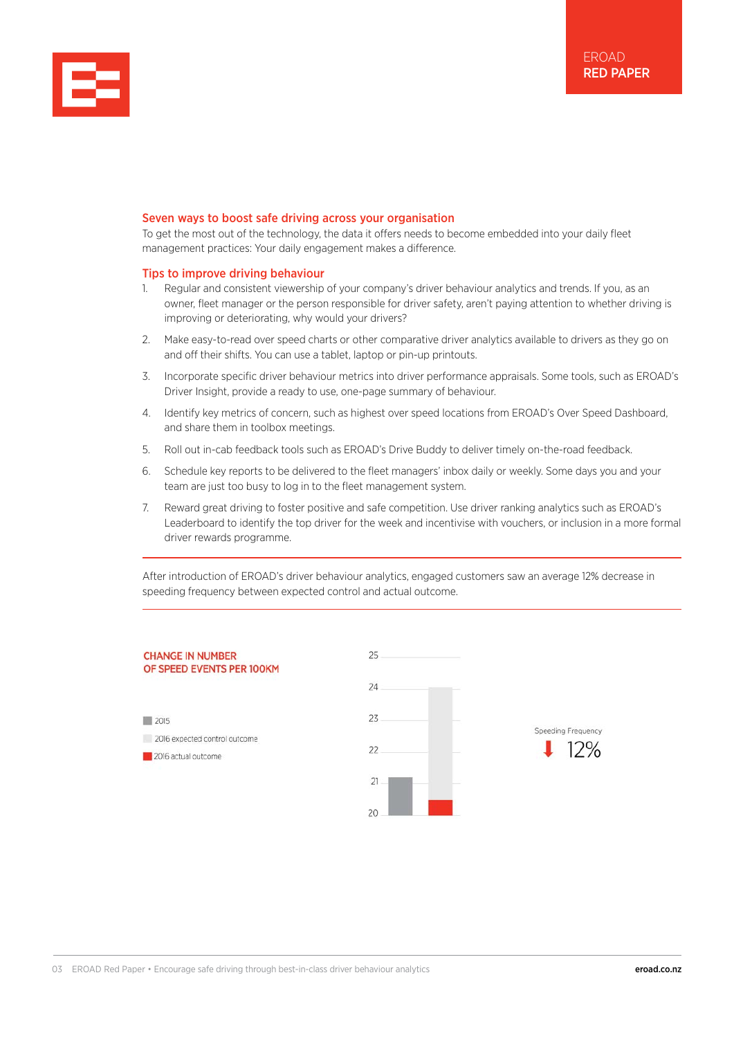## Seven ways to boost safe driving across your organisation

To get the most out of the technology, the data it offers needs to become embedded into your daily fleet management practices: Your daily engagement makes a difference.

### Tips to improve driving behaviour

1. Regular and consistent viewership of your company's driver behaviour analytics and trends. If you, as an owner, fleet manager or the person responsible for driver safety, aren't paying attention to whether driving is improving or deteriorating, why would your drivers?
2. Make easy-to-read over speed charts or other comparative driver analytics available to drivers as they go on and off their shifts. You can use a tablet, laptop or pin-up printouts.
3. Incorporate specific driver behaviour metrics into driver performance appraisals. Some tools, such as EROAD's Driver Insight, provide a ready to use, one-page summary of behaviour.
4. Identify key metrics of concern, such as highest over speed locations from EROAD's Over Speed Dashboard, and share them in toolbox meetings.
5. Roll out in-cab feedback tools such as EROAD's Drive Buddy to deliver timely on-the-road feedback.
6. Schedule key reports to be delivered to the fleet managers' inbox daily or weekly. Some days you and your team are just too busy to log in to the fleet management system.
7. Reward great driving to foster positive and safe competition. Use driver ranking analytics such as EROAD's Leaderboard to identify the top driver for the week and incentivise with vouchers, or inclusion in a more formal driver rewards programme.

---

After introduction of EROAD's driver behaviour analytics, engaged customers saw an average 12% decrease in speeding frequency between expected control and actual outcome.

---

**CHANGE IN NUMBER OF SPEED EVENTS PER 100KM**

- 2015
- 2016 expected control outcome
- 2016 actual outcome

Speeding Frequency ⬇ 12%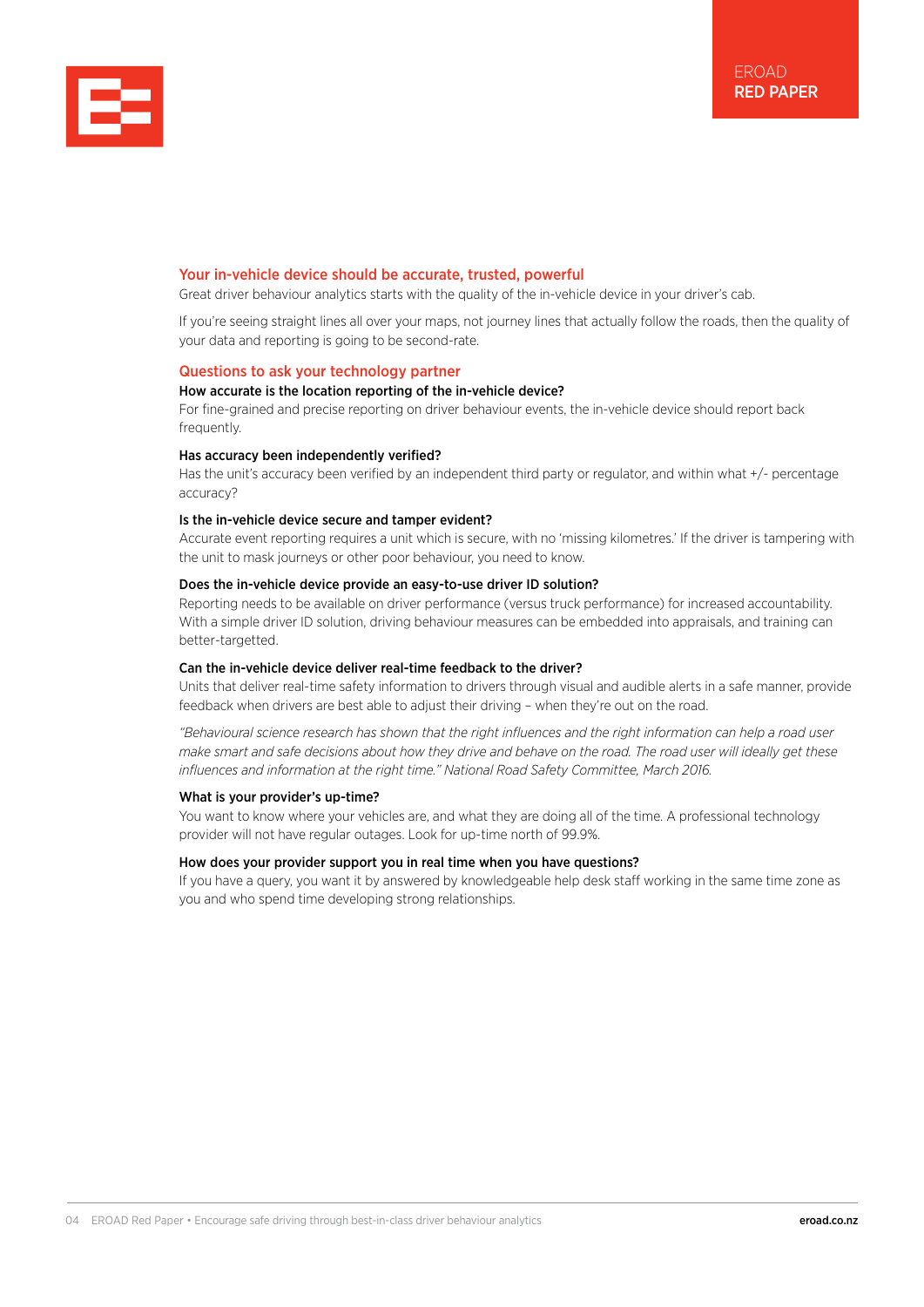## Your in-vehicle device should be accurate, trusted, powerful

Great driver behaviour analytics starts with the quality of the in-vehicle device in your driver's cab.

If you're seeing straight lines all over your maps, not journey lines that actually follow the roads, then the quality of your data and reporting is going to be second-rate.

## Questions to ask your technology partner

**How accurate is the location reporting of the in-vehicle device?**
For fine-grained and precise reporting on driver behaviour events, the in-vehicle device should report back frequently.

**Has accuracy been independently verified?**
Has the unit's accuracy been verified by an independent third party or regulator, and within what +/- percentage accuracy?

**Is the in-vehicle device secure and tamper evident?**
Accurate event reporting requires a unit which is secure, with no 'missing kilometres.' If the driver is tampering with the unit to mask journeys or other poor behaviour, you need to know.

**Does the in-vehicle device provide an easy-to-use driver ID solution?**
Reporting needs to be available on driver performance (versus truck performance) for increased accountability. With a simple driver ID solution, driving behaviour measures can be embedded into appraisals, and training can better-targetted.

**Can the in-vehicle device deliver real-time feedback to the driver?**
Units that deliver real-time safety information to drivers through visual and audible alerts in a safe manner, provide feedback when drivers are best able to adjust their driving – when they're out on the road.

*"Behavioural science research has shown that the right influences and the right information can help a road user make smart and safe decisions about how they drive and behave on the road. The road user will ideally get these influences and information at the right time." National Road Safety Committee, March 2016.*

**What is your provider's up-time?**
You want to know where your vehicles are, and what they are doing all of the time. A professional technology provider will not have regular outages. Look for up-time north of 99.9%.

**How does your provider support you in real time when you have questions?**
If you have a query, you want it by answered by knowledgeable help desk staff working in the same time zone as you and who spend time developing strong relationships.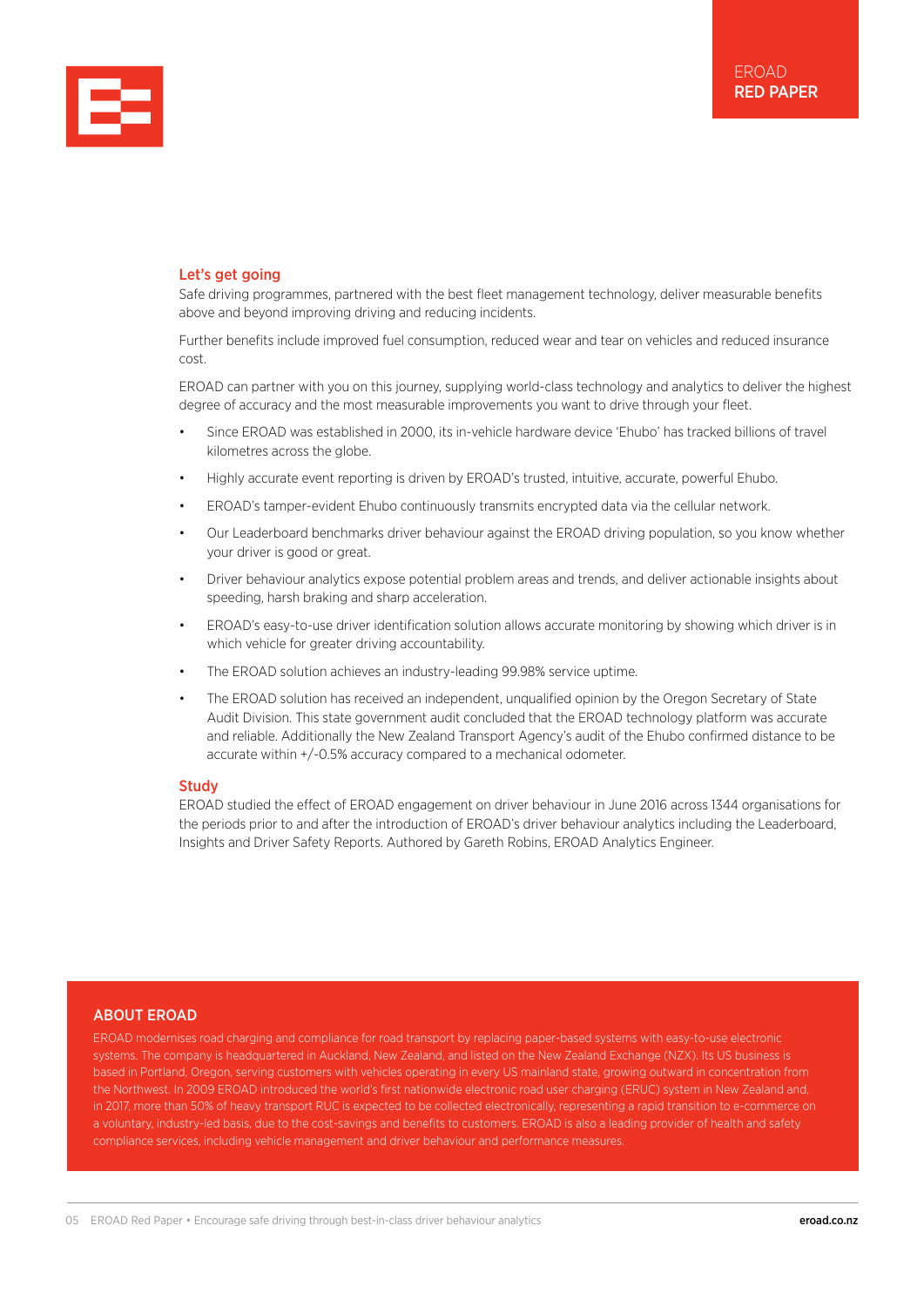## Let's get going

Safe driving programmes, partnered with the best fleet management technology, deliver measurable benefits above and beyond improving driving and reducing incidents.

Further benefits include improved fuel consumption, reduced wear and tear on vehicles and reduced insurance cost.

EROAD can partner with you on this journey, supplying world-class technology and analytics to deliver the highest degree of accuracy and the most measurable improvements you want to drive through your fleet.

- Since EROAD was established in 2000, its in-vehicle hardware device 'Ehubo' has tracked billions of travel kilometres across the globe.
- Highly accurate event reporting is driven by EROAD's trusted, intuitive, accurate, powerful Ehubo.
- EROAD's tamper-evident Ehubo continuously transmits encrypted data via the cellular network.
- Our Leaderboard benchmarks driver behaviour against the EROAD driving population, so you know whether your driver is good or great.
- Driver behaviour analytics expose potential problem areas and trends, and deliver actionable insights about speeding, harsh braking and sharp acceleration.
- EROAD's easy-to-use driver identification solution allows accurate monitoring by showing which driver is in which vehicle for greater driving accountability.
- The EROAD solution achieves an industry-leading 99.98% service uptime.
- The EROAD solution has received an independent, unqualified opinion by the Oregon Secretary of State Audit Division. This state government audit concluded that the EROAD technology platform was accurate and reliable. Additionally the New Zealand Transport Agency's audit of the Ehubo confirmed distance to be accurate within +/-0.5% accuracy compared to a mechanical odometer.

## Study

EROAD studied the effect of EROAD engagement on driver behaviour in June 2016 across 1344 organisations for the periods prior to and after the introduction of EROAD's driver behaviour analytics including the Leaderboard, Insights and Driver Safety Reports. Authored by Gareth Robins, EROAD Analytics Engineer.

## ABOUT EROAD

EROAD modernises road charging and compliance for road transport by replacing paper-based systems with easy-to-use electronic systems. The company is headquartered in Auckland, New Zealand, and listed on the New Zealand Exchange (NZX). Its US business is based in Portland, Oregon, serving customers with vehicles operating in every US mainland state, growing outward in concentration from the Northwest. In 2009 EROAD introduced the world's first nationwide electronic road user charging (ERUC) system in New Zealand and, in 2017, more than 50% of heavy transport RUC is expected to be collected electronically, representing a rapid transition to e-commerce on a voluntary, industry-led basis, due to the cost-savings and benefits to customers. EROAD is also a leading provider of health and safety compliance services, including vehicle management and driver behaviour and performance measures.